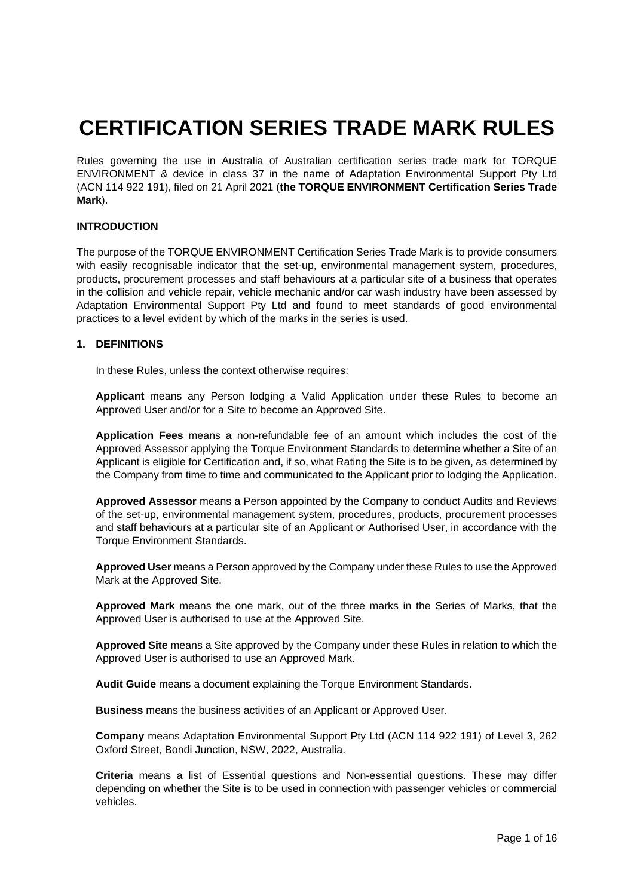# CERTIFICATION SERIES TRADE MARK RULES

Rules governing the use in Australia of Australian certification series trade mark for TORQUE ENVIRONMENT & device in class 37 in the name of Adaptation Environmental Support Pty Ltd (ACN 114 922 191), filed on 21 April 2021 (**the TORQUE ENVIRONMENT Certification Series Trade Mark**).

## INTRODUCTION

The purpose of the TORQUE ENVIRONMENT Certification Series Trade Mark is to provide consumers with easily recognisable indicator that the set-up, environmental management system, procedures, products, procurement processes and staff behaviours at a particular site of a business that operates in the collision and vehicle repair, vehicle mechanic and/or car wash industry have been assessed by Adaptation Environmental Support Pty Ltd and found to meet standards of good environmental practices to a level evident by which of the marks in the series is used.

## 1. DEFINITIONS

In these Rules, unless the context otherwise requires:

**Applicant** means any Person lodging a Valid Application under these Rules to become an Approved User and/or for a Site to become an Approved Site.

**Application Fees** means a non-refundable fee of an amount which includes the cost of the Approved Assessor applying the Torque Environment Standards to determine whether a Site of an Applicant is eligible for Certification and, if so, what Rating the Site is to be given, as determined by the Company from time to time and communicated to the Applicant prior to lodging the Application.

**Approved Assessor** means a Person appointed by the Company to conduct Audits and Reviews of the set-up, environmental management system, procedures, products, procurement processes and staff behaviours at a particular site of an Applicant or Authorised User, in accordance with the Torque Environment Standards.

**Approved User** means a Person approved by the Company under these Rules to use the Approved Mark at the Approved Site.

**Approved Mark** means the one mark, out of the three marks in the Series of Marks, that the Approved User is authorised to use at the Approved Site.

**Approved Site** means a Site approved by the Company under these Rules in relation to which the Approved User is authorised to use an Approved Mark.

**Audit Guide** means a document explaining the Torque Environment Standards.

**Business** means the business activities of an Applicant or Approved User.

**Company** means Adaptation Environmental Support Pty Ltd (ACN 114 922 191) of Level 3, 262 Oxford Street, Bondi Junction, NSW, 2022, Australia.

**Criteria** means a list of Essential questions and Non-essential questions. These may differ depending on whether the Site is to be used in connection with passenger vehicles or commercial vehicles.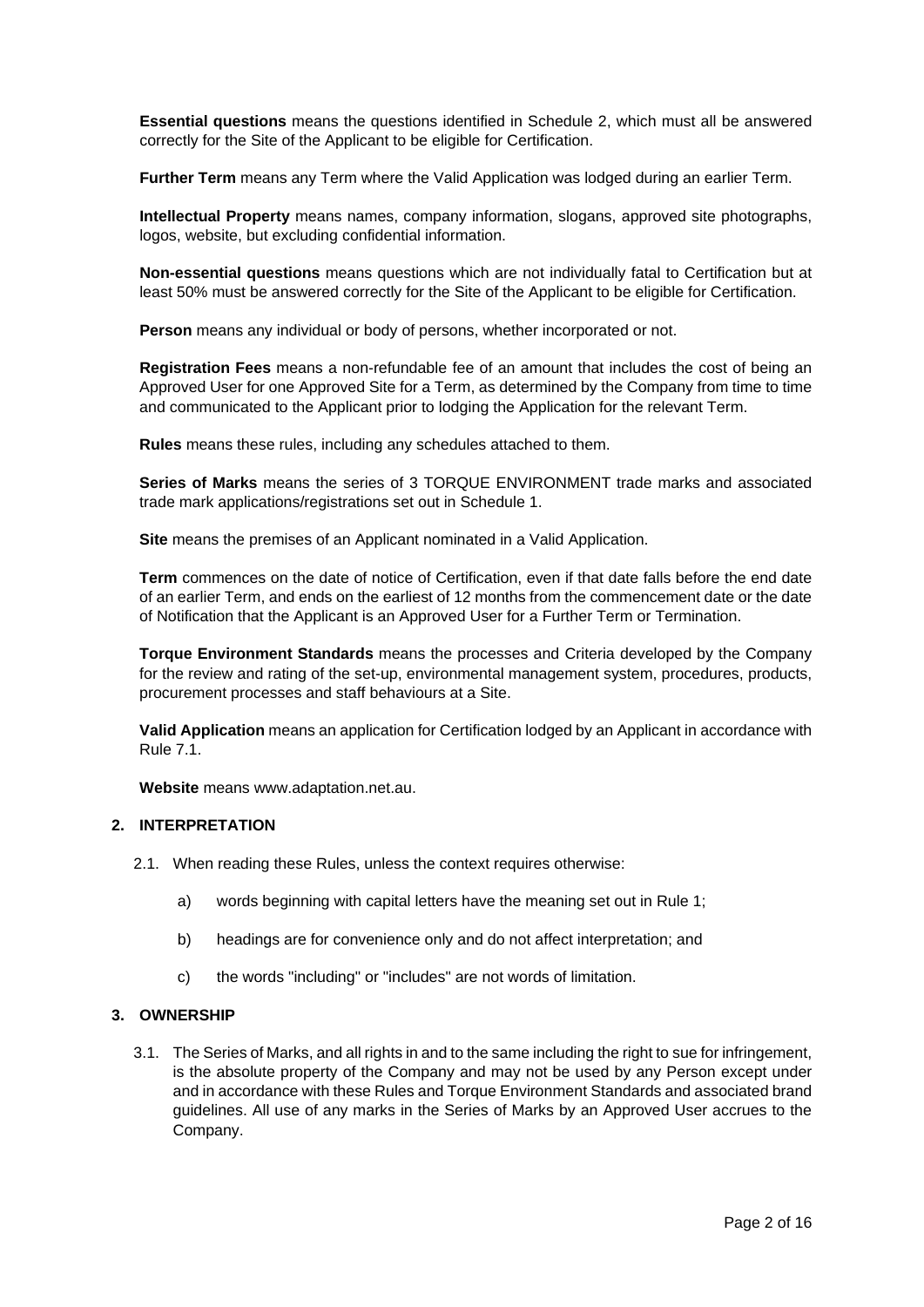**Essential questions** means the questions identified in Schedule 2, which must all be answered correctly for the Site of the Applicant to be eligible for Certification.

**Further Term** means any Term where the Valid Application was lodged during an earlier Term.

**Intellectual Property** means names, company information, slogans, approved site photographs, logos, website, but excluding confidential information.

**Non-essential questions** means questions which are not individually fatal to Certification but at least 50% must be answered correctly for the Site of the Applicant to be eligible for Certification.

**Person** means any individual or body of persons, whether incorporated or not.

**Registration Fees** means a non-refundable fee of an amount that includes the cost of being an Approved User for one Approved Site for a Term, as determined by the Company from time to time and communicated to the Applicant prior to lodging the Application for the relevant Term.

**Rules** means these rules, including any schedules attached to them.

**Series of Marks** means the series of 3 TORQUE ENVIRONMENT trade marks and associated trade mark applications/registrations set out in Schedule 1.

**Site** means the premises of an Applicant nominated in a Valid Application.

**Term** commences on the date of notice of Certification, even if that date falls before the end date of an earlier Term, and ends on the earliest of 12 months from the commencement date or the date of Notification that the Applicant is an Approved User for a Further Term or Termination.

**Torque Environment Standards** means the processes and Criteria developed by the Company for the review and rating of the set-up, environmental management system, procedures, products, procurement processes and staff behaviours at a Site.

**Valid Application** means an application for Certification lodged by an Applicant in accordance with Rule 7.1.

**Website** means www.adaptation.net.au.

## 2. INTERPRETATION

2.1. When reading these Rules, unless the context requires otherwise:

a) words beginning with capital letters have the meaning set out in Rule 1;

b) headings are for convenience only and do not affect interpretation; and

c) the words "including" or "includes" are not words of limitation.

## 3. OWNERSHIP

3.1. The Series of Marks, and all rights in and to the same including the right to sue for infringement, is the absolute property of the Company and may not be used by any Person except under and in accordance with these Rules and Torque Environment Standards and associated brand guidelines. All use of any marks in the Series of Marks by an Approved User accrues to the Company.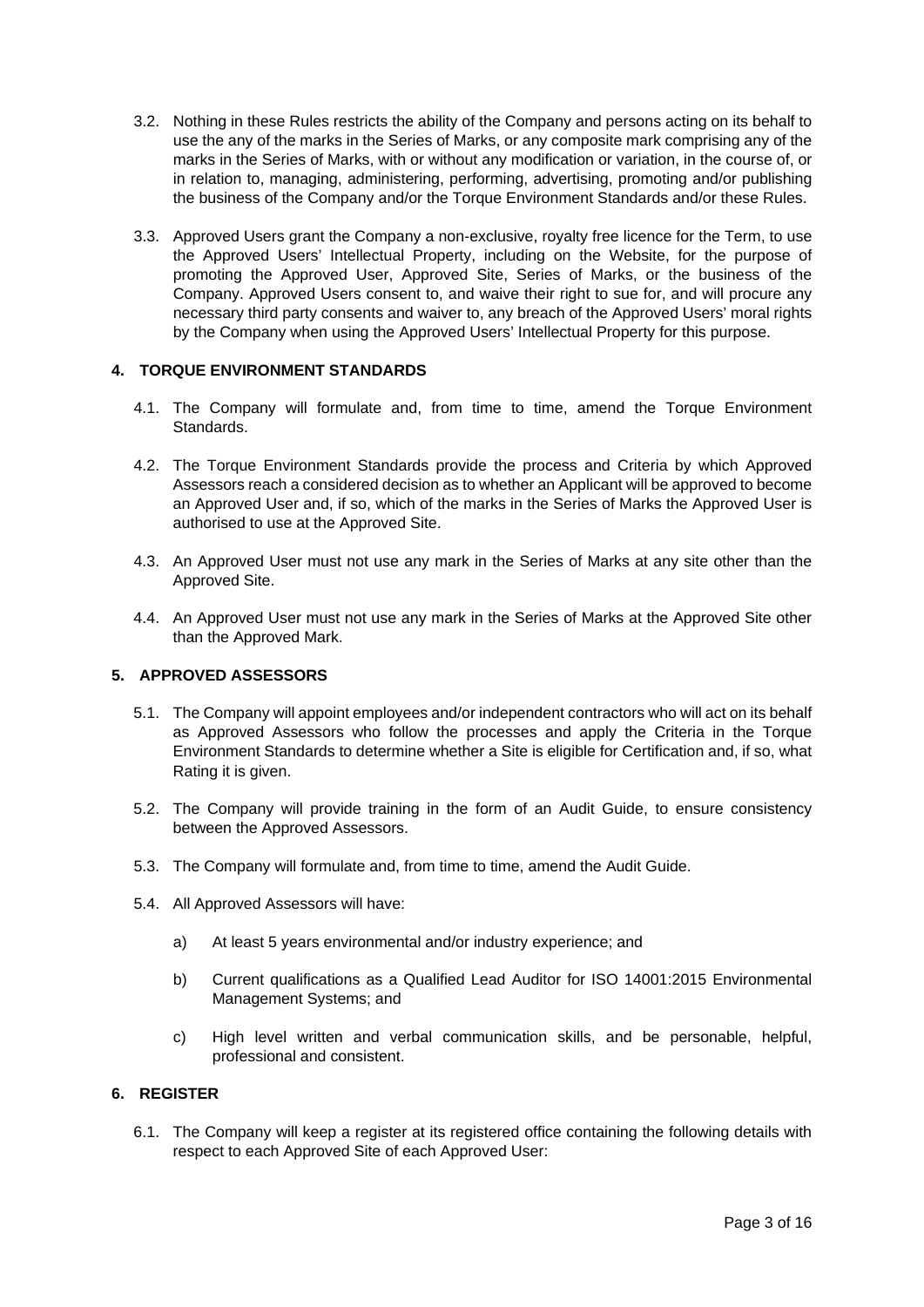3.2. Nothing in these Rules restricts the ability of the Company and persons acting on its behalf to use the any of the marks in the Series of Marks, or any composite mark comprising any of the marks in the Series of Marks, with or without any modification or variation, in the course of, or in relation to, managing, administering, performing, advertising, promoting and/or publishing the business of the Company and/or the Torque Environment Standards and/or these Rules.

3.3. Approved Users grant the Company a non-exclusive, royalty free licence for the Term, to use the Approved Users' Intellectual Property, including on the Website, for the purpose of promoting the Approved User, Approved Site, Series of Marks, or the business of the Company. Approved Users consent to, and waive their right to sue for, and will procure any necessary third party consents and waiver to, any breach of the Approved Users' moral rights by the Company when using the Approved Users' Intellectual Property for this purpose.

## 4. TORQUE ENVIRONMENT STANDARDS

4.1. The Company will formulate and, from time to time, amend the Torque Environment Standards.

4.2. The Torque Environment Standards provide the process and Criteria by which Approved Assessors reach a considered decision as to whether an Applicant will be approved to become an Approved User and, if so, which of the marks in the Series of Marks the Approved User is authorised to use at the Approved Site.

4.3. An Approved User must not use any mark in the Series of Marks at any site other than the Approved Site.

4.4. An Approved User must not use any mark in the Series of Marks at the Approved Site other than the Approved Mark.

## 5. APPROVED ASSESSORS

5.1. The Company will appoint employees and/or independent contractors who will act on its behalf as Approved Assessors who follow the processes and apply the Criteria in the Torque Environment Standards to determine whether a Site is eligible for Certification and, if so, what Rating it is given.

5.2. The Company will provide training in the form of an Audit Guide, to ensure consistency between the Approved Assessors.

5.3. The Company will formulate and, from time to time, amend the Audit Guide.

5.4. All Approved Assessors will have:

a) At least 5 years environmental and/or industry experience; and

b) Current qualifications as a Qualified Lead Auditor for ISO 14001:2015 Environmental Management Systems; and

c) High level written and verbal communication skills, and be personable, helpful, professional and consistent.

## 6. REGISTER

6.1. The Company will keep a register at its registered office containing the following details with respect to each Approved Site of each Approved User: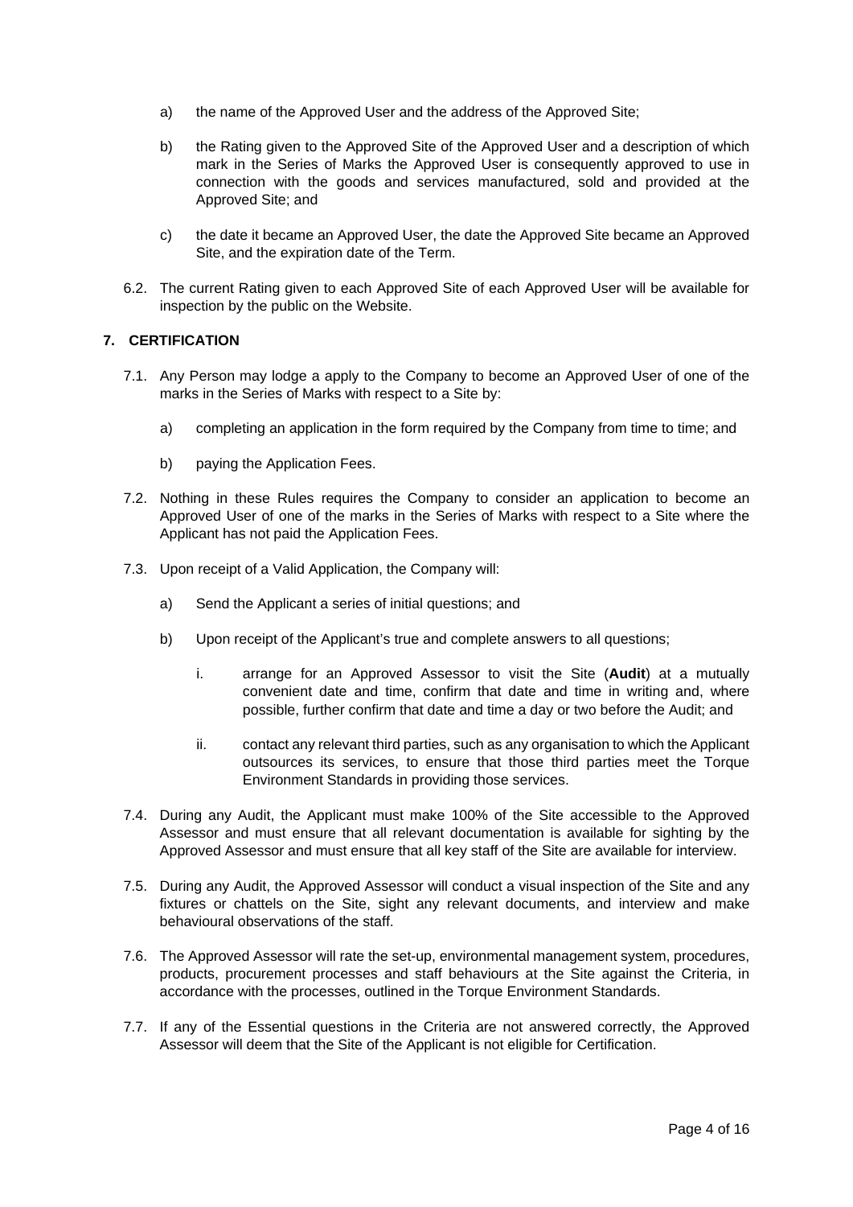a) the name of the Approved User and the address of the Approved Site;

b) the Rating given to the Approved Site of the Approved User and a description of which mark in the Series of Marks the Approved User is consequently approved to use in connection with the goods and services manufactured, sold and provided at the Approved Site; and

c) the date it became an Approved User, the date the Approved Site became an Approved Site, and the expiration date of the Term.

6.2. The current Rating given to each Approved Site of each Approved User will be available for inspection by the public on the Website.

## 7. CERTIFICATION

7.1. Any Person may lodge a apply to the Company to become an Approved User of one of the marks in the Series of Marks with respect to a Site by:

a) completing an application in the form required by the Company from time to time; and

b) paying the Application Fees.

7.2. Nothing in these Rules requires the Company to consider an application to become an Approved User of one of the marks in the Series of Marks with respect to a Site where the Applicant has not paid the Application Fees.

7.3. Upon receipt of a Valid Application, the Company will:

a) Send the Applicant a series of initial questions; and

b) Upon receipt of the Applicant's true and complete answers to all questions;

i. arrange for an Approved Assessor to visit the Site (**Audit**) at a mutually convenient date and time, confirm that date and time in writing and, where possible, further confirm that date and time a day or two before the Audit; and

ii. contact any relevant third parties, such as any organisation to which the Applicant outsources its services, to ensure that those third parties meet the Torque Environment Standards in providing those services.

7.4. During any Audit, the Applicant must make 100% of the Site accessible to the Approved Assessor and must ensure that all relevant documentation is available for sighting by the Approved Assessor and must ensure that all key staff of the Site are available for interview.

7.5. During any Audit, the Approved Assessor will conduct a visual inspection of the Site and any fixtures or chattels on the Site, sight any relevant documents, and interview and make behavioural observations of the staff.

7.6. The Approved Assessor will rate the set-up, environmental management system, procedures, products, procurement processes and staff behaviours at the Site against the Criteria, in accordance with the processes, outlined in the Torque Environment Standards.

7.7. If any of the Essential questions in the Criteria are not answered correctly, the Approved Assessor will deem that the Site of the Applicant is not eligible for Certification.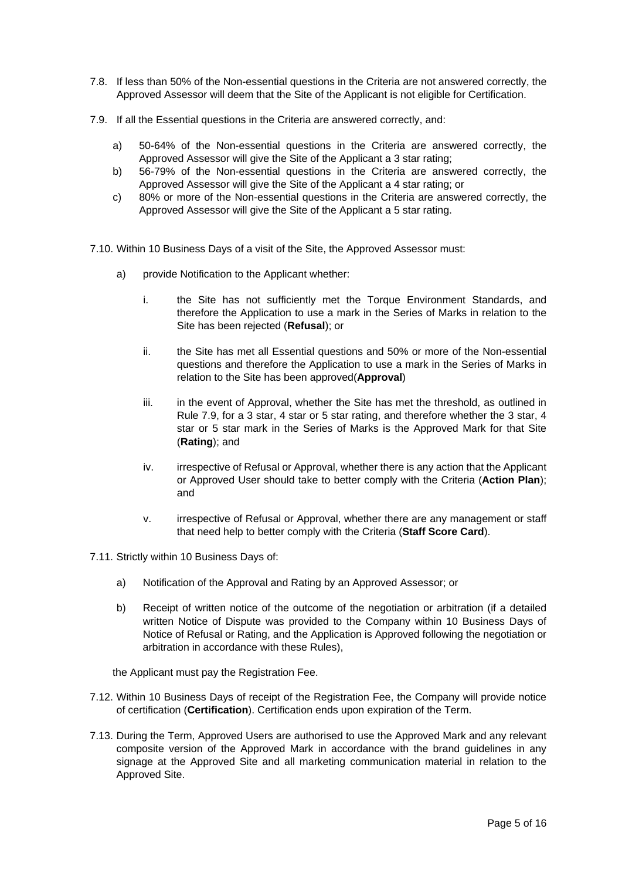7.8. If less than 50% of the Non-essential questions in the Criteria are not answered correctly, the Approved Assessor will deem that the Site of the Applicant is not eligible for Certification.

7.9. If all the Essential questions in the Criteria are answered correctly, and:

   a) 50-64% of the Non-essential questions in the Criteria are answered correctly, the Approved Assessor will give the Site of the Applicant a 3 star rating;
   b) 56-79% of the Non-essential questions in the Criteria are answered correctly, the Approved Assessor will give the Site of the Applicant a 4 star rating; or
   c) 80% or more of the Non-essential questions in the Criteria are answered correctly, the Approved Assessor will give the Site of the Applicant a 5 star rating.

7.10. Within 10 Business Days of a visit of the Site, the Approved Assessor must:

   a) provide Notification to the Applicant whether:

      i. the Site has not sufficiently met the Torque Environment Standards, and therefore the Application to use a mark in the Series of Marks in relation to the Site has been rejected (**Refusal**); or

      ii. the Site has met all Essential questions and 50% or more of the Non-essential questions and therefore the Application to use a mark in the Series of Marks in relation to the Site has been approved(**Approval**)

      iii. in the event of Approval, whether the Site has met the threshold, as outlined in Rule 7.9, for a 3 star, 4 star or 5 star rating, and therefore whether the 3 star, 4 star or 5 star mark in the Series of Marks is the Approved Mark for that Site (**Rating**); and

      iv. irrespective of Refusal or Approval, whether there is any action that the Applicant or Approved User should take to better comply with the Criteria (**Action Plan**); and

      v. irrespective of Refusal or Approval, whether there are any management or staff that need help to better comply with the Criteria (**Staff Score Card**).

7.11. Strictly within 10 Business Days of:

   a) Notification of the Approval and Rating by an Approved Assessor; or

   b) Receipt of written notice of the outcome of the negotiation or arbitration (if a detailed written Notice of Dispute was provided to the Company within 10 Business Days of Notice of Refusal or Rating, and the Application is Approved following the negotiation or arbitration in accordance with these Rules),

   the Applicant must pay the Registration Fee.

7.12. Within 10 Business Days of receipt of the Registration Fee, the Company will provide notice of certification (**Certification**). Certification ends upon expiration of the Term.

7.13. During the Term, Approved Users are authorised to use the Approved Mark and any relevant composite version of the Approved Mark in accordance with the brand guidelines in any signage at the Approved Site and all marketing communication material in relation to the Approved Site.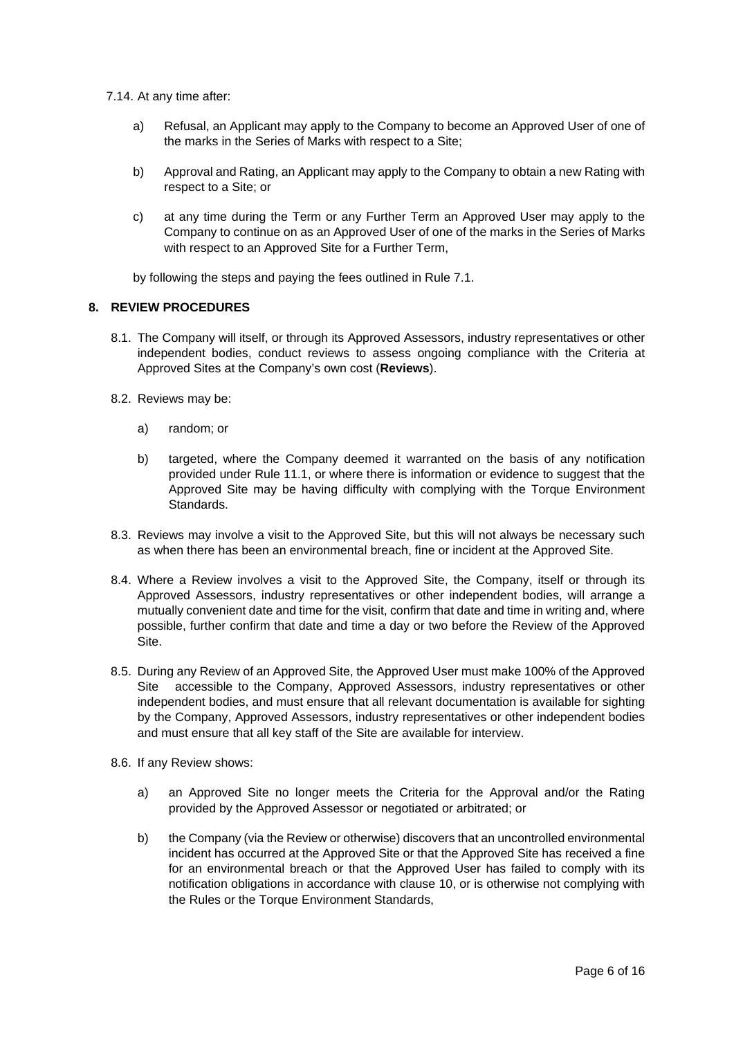7.14. At any time after:

a) Refusal, an Applicant may apply to the Company to become an Approved User of one of the marks in the Series of Marks with respect to a Site;

b) Approval and Rating, an Applicant may apply to the Company to obtain a new Rating with respect to a Site; or

c) at any time during the Term or any Further Term an Approved User may apply to the Company to continue on as an Approved User of one of the marks in the Series of Marks with respect to an Approved Site for a Further Term,

by following the steps and paying the fees outlined in Rule 7.1.

## 8. REVIEW PROCEDURES

8.1. The Company will itself, or through its Approved Assessors, industry representatives or other independent bodies, conduct reviews to assess ongoing compliance with the Criteria at Approved Sites at the Company's own cost (**Reviews**).

8.2. Reviews may be:

a) random; or

b) targeted, where the Company deemed it warranted on the basis of any notification provided under Rule 11.1, or where there is information or evidence to suggest that the Approved Site may be having difficulty with complying with the Torque Environment Standards.

8.3. Reviews may involve a visit to the Approved Site, but this will not always be necessary such as when there has been an environmental breach, fine or incident at the Approved Site.

8.4. Where a Review involves a visit to the Approved Site, the Company, itself or through its Approved Assessors, industry representatives or other independent bodies, will arrange a mutually convenient date and time for the visit, confirm that date and time in writing and, where possible, further confirm that date and time a day or two before the Review of the Approved Site.

8.5. During any Review of an Approved Site, the Approved User must make 100% of the Approved Site accessible to the Company, Approved Assessors, industry representatives or other independent bodies, and must ensure that all relevant documentation is available for sighting by the Company, Approved Assessors, industry representatives or other independent bodies and must ensure that all key staff of the Site are available for interview.

8.6. If any Review shows:

a) an Approved Site no longer meets the Criteria for the Approval and/or the Rating provided by the Approved Assessor or negotiated or arbitrated; or

b) the Company (via the Review or otherwise) discovers that an uncontrolled environmental incident has occurred at the Approved Site or that the Approved Site has received a fine for an environmental breach or that the Approved User has failed to comply with its notification obligations in accordance with clause 10, or is otherwise not complying with the Rules or the Torque Environment Standards,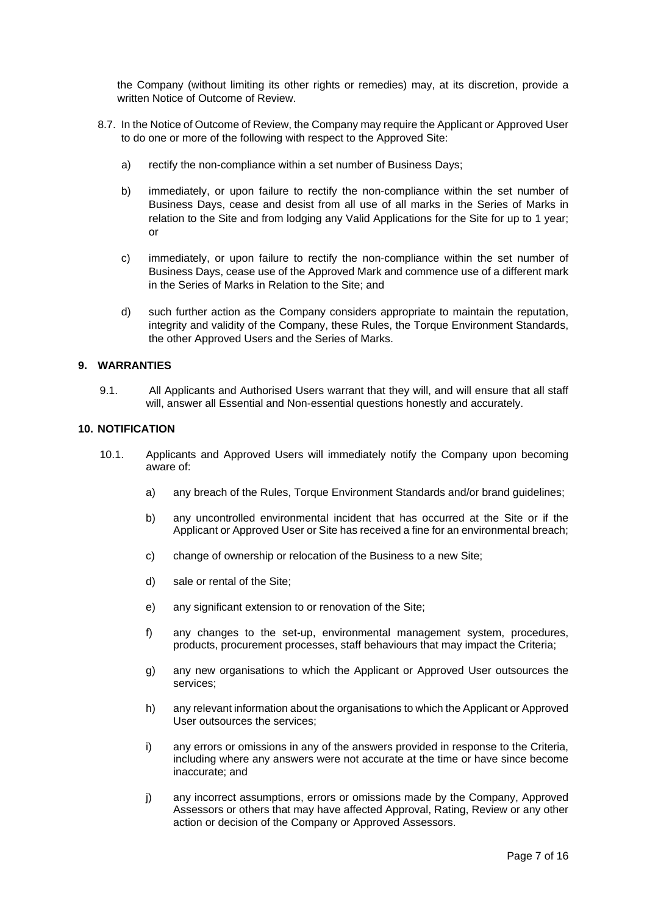the Company (without limiting its other rights or remedies) may, at its discretion, provide a written Notice of Outcome of Review.

8.7. In the Notice of Outcome of Review, the Company may require the Applicant or Approved User to do one or more of the following with respect to the Approved Site:

a) rectify the non-compliance within a set number of Business Days;

b) immediately, or upon failure to rectify the non-compliance within the set number of Business Days, cease and desist from all use of all marks in the Series of Marks in relation to the Site and from lodging any Valid Applications for the Site for up to 1 year; or

c) immediately, or upon failure to rectify the non-compliance within the set number of Business Days, cease use of the Approved Mark and commence use of a different mark in the Series of Marks in Relation to the Site; and

d) such further action as the Company considers appropriate to maintain the reputation, integrity and validity of the Company, these Rules, the Torque Environment Standards, the other Approved Users and the Series of Marks.

## 9. WARRANTIES

9.1. All Applicants and Authorised Users warrant that they will, and will ensure that all staff will, answer all Essential and Non-essential questions honestly and accurately.

## 10. NOTIFICATION

10.1. Applicants and Approved Users will immediately notify the Company upon becoming aware of:

a) any breach of the Rules, Torque Environment Standards and/or brand guidelines;

b) any uncontrolled environmental incident that has occurred at the Site or if the Applicant or Approved User or Site has received a fine for an environmental breach;

c) change of ownership or relocation of the Business to a new Site;

d) sale or rental of the Site;

e) any significant extension to or renovation of the Site;

f) any changes to the set-up, environmental management system, procedures, products, procurement processes, staff behaviours that may impact the Criteria;

g) any new organisations to which the Applicant or Approved User outsources the services;

h) any relevant information about the organisations to which the Applicant or Approved User outsources the services;

i) any errors or omissions in any of the answers provided in response to the Criteria, including where any answers were not accurate at the time or have since become inaccurate; and

j) any incorrect assumptions, errors or omissions made by the Company, Approved Assessors or others that may have affected Approval, Rating, Review or any other action or decision of the Company or Approved Assessors.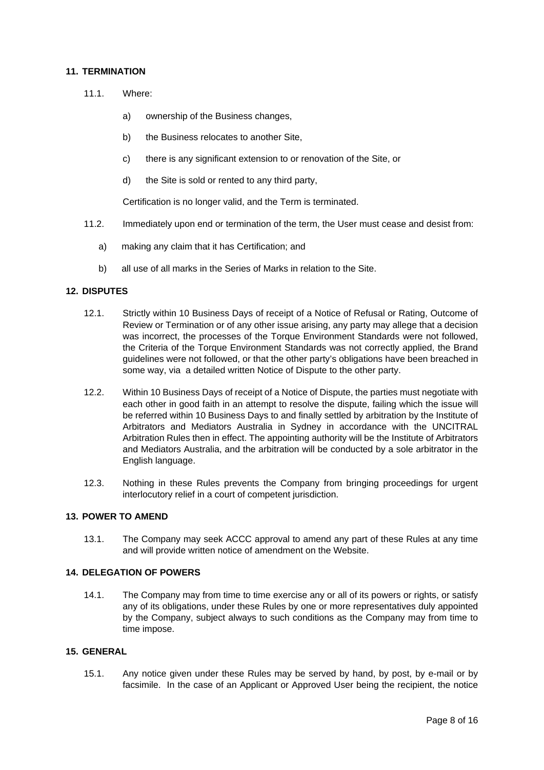## 11. TERMINATION

11.1. Where:

a) ownership of the Business changes,

b) the Business relocates to another Site,

c) there is any significant extension to or renovation of the Site, or

d) the Site is sold or rented to any third party,

Certification is no longer valid, and the Term is terminated.

11.2. Immediately upon end or termination of the term, the User must cease and desist from:

a) making any claim that it has Certification; and

b) all use of all marks in the Series of Marks in relation to the Site.

## 12. DISPUTES

12.1. Strictly within 10 Business Days of receipt of a Notice of Refusal or Rating, Outcome of Review or Termination or of any other issue arising, any party may allege that a decision was incorrect, the processes of the Torque Environment Standards were not followed, the Criteria of the Torque Environment Standards was not correctly applied, the Brand guidelines were not followed, or that the other party's obligations have been breached in some way, via a detailed written Notice of Dispute to the other party.

12.2. Within 10 Business Days of receipt of a Notice of Dispute, the parties must negotiate with each other in good faith in an attempt to resolve the dispute, failing which the issue will be referred within 10 Business Days to and finally settled by arbitration by the Institute of Arbitrators and Mediators Australia in Sydney in accordance with the UNCITRAL Arbitration Rules then in effect. The appointing authority will be the Institute of Arbitrators and Mediators Australia, and the arbitration will be conducted by a sole arbitrator in the English language.

12.3. Nothing in these Rules prevents the Company from bringing proceedings for urgent interlocutory relief in a court of competent jurisdiction.

## 13. POWER TO AMEND

13.1. The Company may seek ACCC approval to amend any part of these Rules at any time and will provide written notice of amendment on the Website.

## 14. DELEGATION OF POWERS

14.1. The Company may from time to time exercise any or all of its powers or rights, or satisfy any of its obligations, under these Rules by one or more representatives duly appointed by the Company, subject always to such conditions as the Company may from time to time impose.

## 15. GENERAL

15.1. Any notice given under these Rules may be served by hand, by post, by e-mail or by facsimile. In the case of an Applicant or Approved User being the recipient, the notice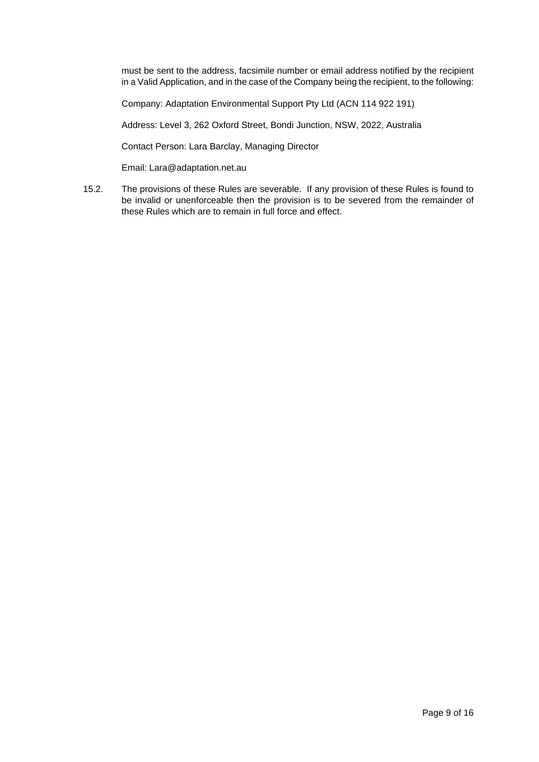must be sent to the address, facsimile number or email address notified by the recipient in a Valid Application, and in the case of the Company being the recipient, to the following:

Company: Adaptation Environmental Support Pty Ltd (ACN 114 922 191)

Address: Level 3, 262 Oxford Street, Bondi Junction, NSW, 2022, Australia

Contact Person: Lara Barclay, Managing Director

Email: Lara@adaptation.net.au

15.2. The provisions of these Rules are severable. If any provision of these Rules is found to be invalid or unenforceable then the provision is to be severed from the remainder of these Rules which are to remain in full force and effect.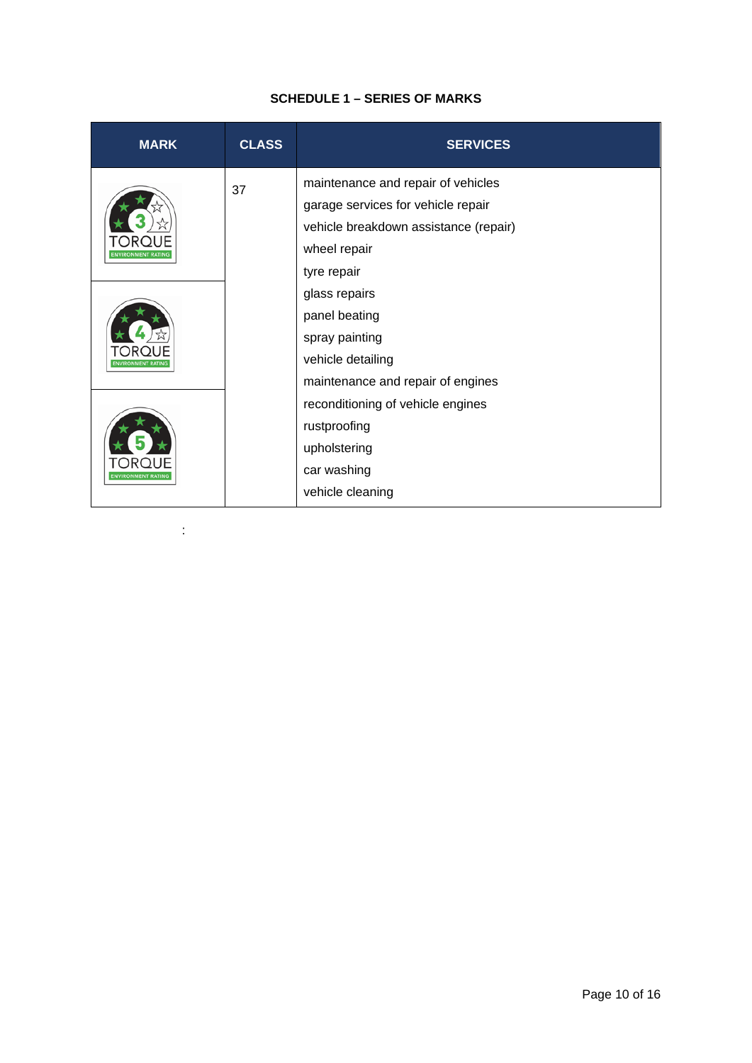**SCHEDULE 1 – SERIES OF MARKS**

| MARK | CLASS | SERVICES |
| --- | --- | --- |
| 3 TORQUE ENVIRONMENT RATING<br>4 TORQUE ENVIRONMENT RATING<br>5 TORQUE ENVIRONMENT RATING | 37 | maintenance and repair of vehicles<br>garage services for vehicle repair<br>vehicle breakdown assistance (repair)<br>wheel repair<br>tyre repair<br>glass repairs<br>panel beating<br>spray painting<br>vehicle detailing<br>maintenance and repair of engines<br>reconditioning of vehicle engines<br>rustproofing<br>upholstering<br>car washing<br>vehicle cleaning |

: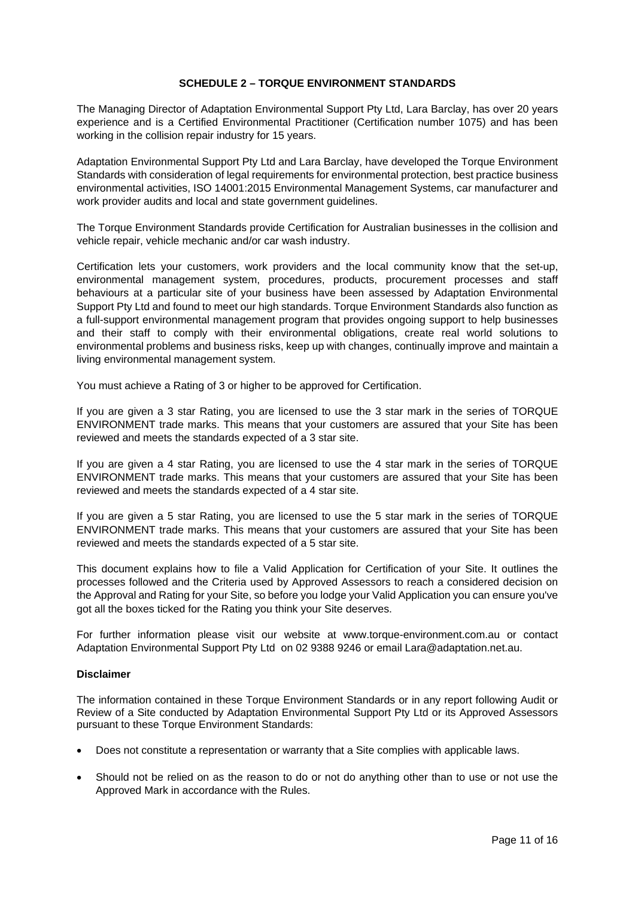## SCHEDULE 2 – TORQUE ENVIRONMENT STANDARDS

The Managing Director of Adaptation Environmental Support Pty Ltd, Lara Barclay, has over 20 years experience and is a Certified Environmental Practitioner (Certification number 1075) and has been working in the collision repair industry for 15 years.

Adaptation Environmental Support Pty Ltd and Lara Barclay, have developed the Torque Environment Standards with consideration of legal requirements for environmental protection, best practice business environmental activities, ISO 14001:2015 Environmental Management Systems, car manufacturer and work provider audits and local and state government guidelines.

The Torque Environment Standards provide Certification for Australian businesses in the collision and vehicle repair, vehicle mechanic and/or car wash industry.

Certification lets your customers, work providers and the local community know that the set-up, environmental management system, procedures, products, procurement processes and staff behaviours at a particular site of your business have been assessed by Adaptation Environmental Support Pty Ltd and found to meet our high standards. Torque Environment Standards also function as a full-support environmental management program that provides ongoing support to help businesses and their staff to comply with their environmental obligations, create real world solutions to environmental problems and business risks, keep up with changes, continually improve and maintain a living environmental management system.

You must achieve a Rating of 3 or higher to be approved for Certification.

If you are given a 3 star Rating, you are licensed to use the 3 star mark in the series of TORQUE ENVIRONMENT trade marks. This means that your customers are assured that your Site has been reviewed and meets the standards expected of a 3 star site.

If you are given a 4 star Rating, you are licensed to use the 4 star mark in the series of TORQUE ENVIRONMENT trade marks. This means that your customers are assured that your Site has been reviewed and meets the standards expected of a 4 star site.

If you are given a 5 star Rating, you are licensed to use the 5 star mark in the series of TORQUE ENVIRONMENT trade marks. This means that your customers are assured that your Site has been reviewed and meets the standards expected of a 5 star site.

This document explains how to file a Valid Application for Certification of your Site. It outlines the processes followed and the Criteria used by Approved Assessors to reach a considered decision on the Approval and Rating for your Site, so before you lodge your Valid Application you can ensure you've got all the boxes ticked for the Rating you think your Site deserves.

For further information please visit our website at www.torque-environment.com.au or contact Adaptation Environmental Support Pty Ltd on 02 9388 9246 or email Lara@adaptation.net.au.

**Disclaimer**

The information contained in these Torque Environment Standards or in any report following Audit or Review of a Site conducted by Adaptation Environmental Support Pty Ltd or its Approved Assessors pursuant to these Torque Environment Standards:

- Does not constitute a representation or warranty that a Site complies with applicable laws.
- Should not be relied on as the reason to do or not do anything other than to use or not use the Approved Mark in accordance with the Rules.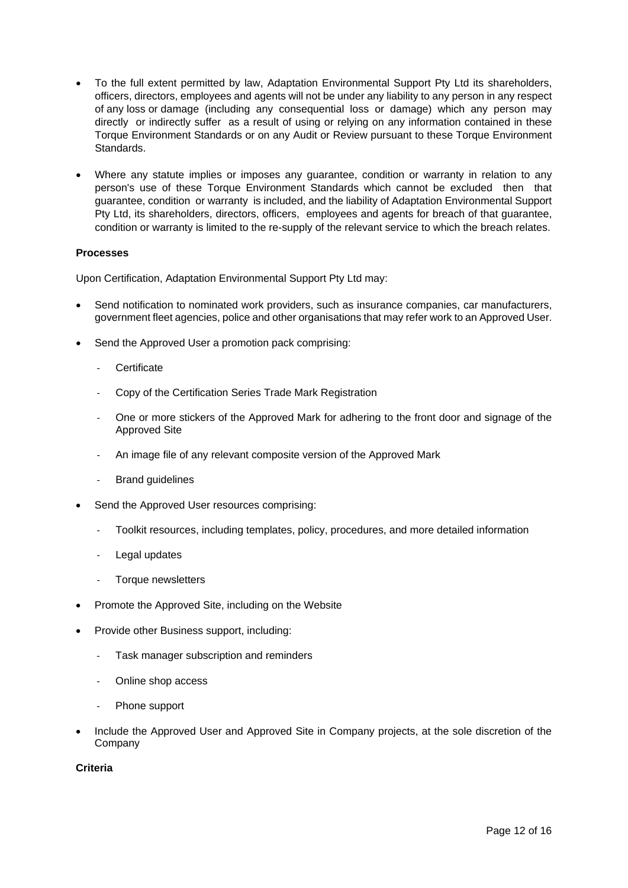- To the full extent permitted by law, Adaptation Environmental Support Pty Ltd its shareholders, officers, directors, employees and agents will not be under any liability to any person in any respect of any loss or damage (including any consequential loss or damage) which any person may directly or indirectly suffer as a result of using or relying on any information contained in these Torque Environment Standards or on any Audit or Review pursuant to these Torque Environment Standards.

- Where any statute implies or imposes any guarantee, condition or warranty in relation to any person's use of these Torque Environment Standards which cannot be excluded then that guarantee, condition or warranty is included, and the liability of Adaptation Environmental Support Pty Ltd, its shareholders, directors, officers, employees and agents for breach of that guarantee, condition or warranty is limited to the re-supply of the relevant service to which the breach relates.

**Processes**

Upon Certification, Adaptation Environmental Support Pty Ltd may:

- Send notification to nominated work providers, such as insurance companies, car manufacturers, government fleet agencies, police and other organisations that may refer work to an Approved User.
- Send the Approved User a promotion pack comprising:
  - Certificate
  - Copy of the Certification Series Trade Mark Registration
  - One or more stickers of the Approved Mark for adhering to the front door and signage of the Approved Site
  - An image file of any relevant composite version of the Approved Mark
  - Brand guidelines
- Send the Approved User resources comprising:
  - Toolkit resources, including templates, policy, procedures, and more detailed information
  - Legal updates
  - Torque newsletters
- Promote the Approved Site, including on the Website
- Provide other Business support, including:
  - Task manager subscription and reminders
  - Online shop access
  - Phone support
- Include the Approved User and Approved Site in Company projects, at the sole discretion of the Company

**Criteria**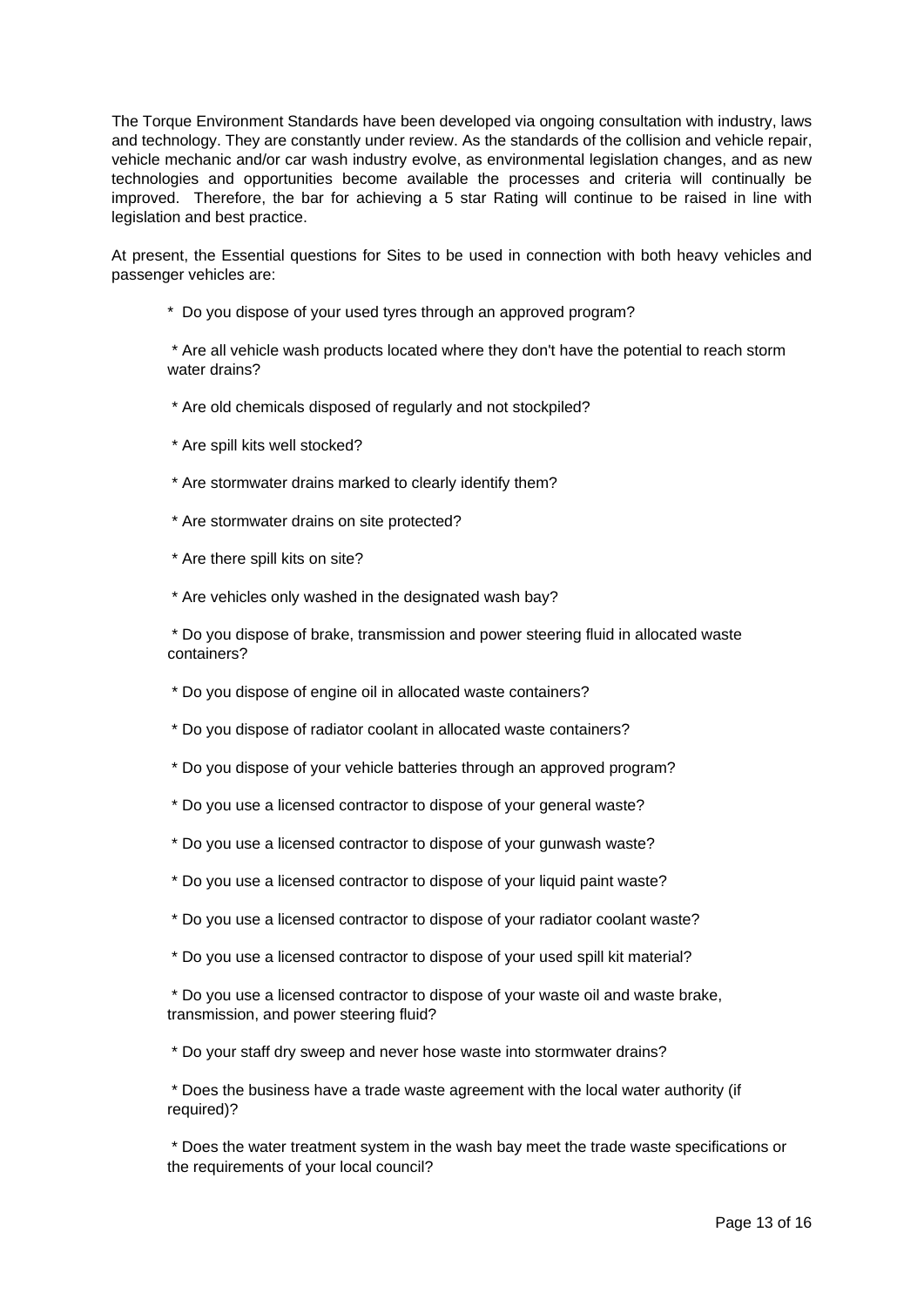The Torque Environment Standards have been developed via ongoing consultation with industry, laws and technology. They are constantly under review. As the standards of the collision and vehicle repair, vehicle mechanic and/or car wash industry evolve, as environmental legislation changes, and as new technologies and opportunities become available the processes and criteria will continually be improved. Therefore, the bar for achieving a 5 star Rating will continue to be raised in line with legislation and best practice.

At present, the Essential questions for Sites to be used in connection with both heavy vehicles and passenger vehicles are:

- Do you dispose of your used tyres through an approved program?
- Are all vehicle wash products located where they don't have the potential to reach storm water drains?
- Are old chemicals disposed of regularly and not stockpiled?
- Are spill kits well stocked?
- Are stormwater drains marked to clearly identify them?
- Are stormwater drains on site protected?
- Are there spill kits on site?
- Are vehicles only washed in the designated wash bay?
- Do you dispose of brake, transmission and power steering fluid in allocated waste containers?
- Do you dispose of engine oil in allocated waste containers?
- Do you dispose of radiator coolant in allocated waste containers?
- Do you dispose of your vehicle batteries through an approved program?
- Do you use a licensed contractor to dispose of your general waste?
- Do you use a licensed contractor to dispose of your gunwash waste?
- Do you use a licensed contractor to dispose of your liquid paint waste?
- Do you use a licensed contractor to dispose of your radiator coolant waste?
- Do you use a licensed contractor to dispose of your used spill kit material?
- Do you use a licensed contractor to dispose of your waste oil and waste brake, transmission, and power steering fluid?
- Do your staff dry sweep and never hose waste into stormwater drains?
- Does the business have a trade waste agreement with the local water authority (if required)?
- Does the water treatment system in the wash bay meet the trade waste specifications or the requirements of your local council?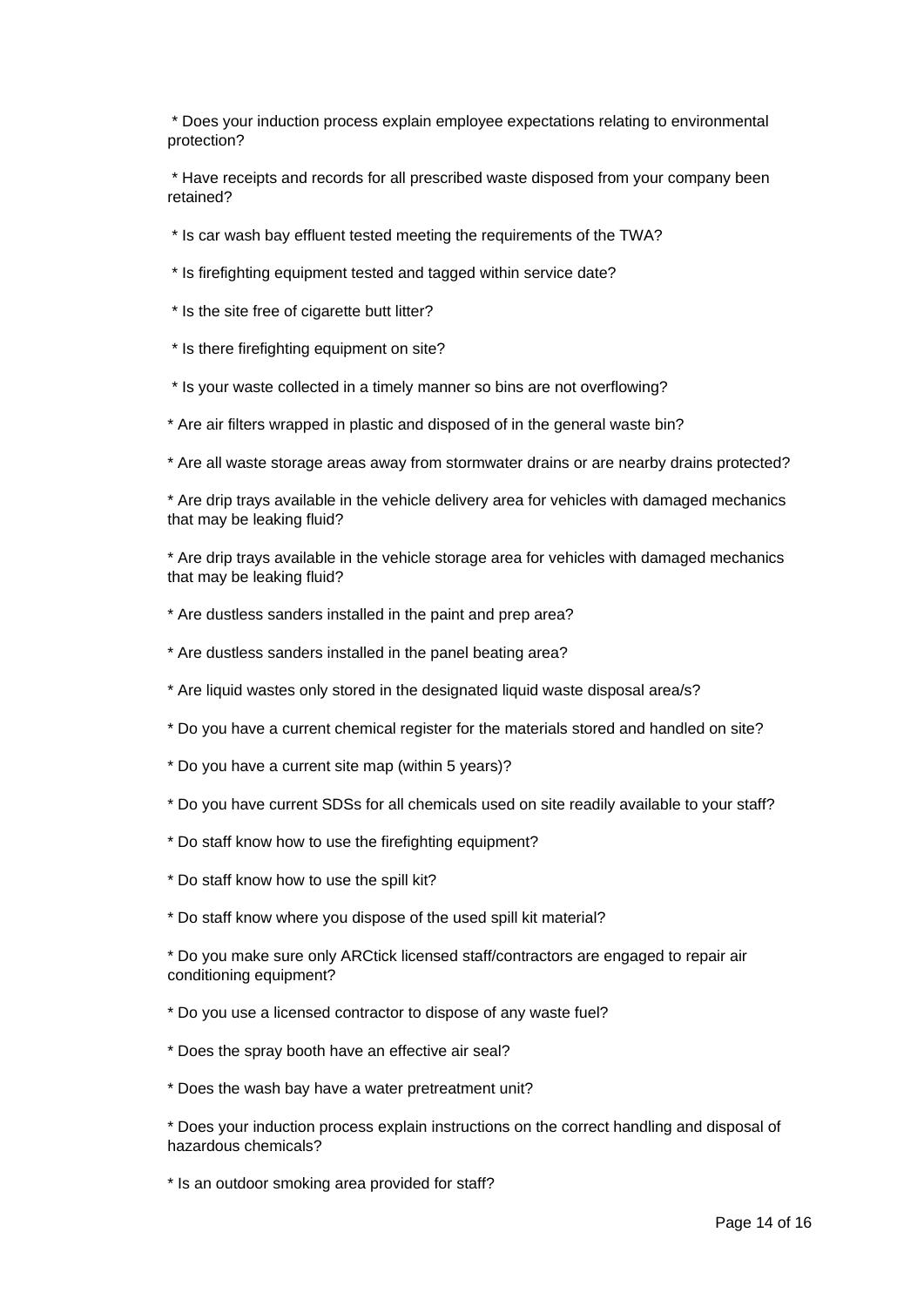* Does your induction process explain employee expectations relating to environmental protection?

* Have receipts and records for all prescribed waste disposed from your company been retained?

* Is car wash bay effluent tested meeting the requirements of the TWA?

* Is firefighting equipment tested and tagged within service date?

* Is the site free of cigarette butt litter?

* Is there firefighting equipment on site?

* Is your waste collected in a timely manner so bins are not overflowing?

* Are air filters wrapped in plastic and disposed of in the general waste bin?

* Are all waste storage areas away from stormwater drains or are nearby drains protected?

* Are drip trays available in the vehicle delivery area for vehicles with damaged mechanics that may be leaking fluid?

* Are drip trays available in the vehicle storage area for vehicles with damaged mechanics that may be leaking fluid?

* Are dustless sanders installed in the paint and prep area?

* Are dustless sanders installed in the panel beating area?

* Are liquid wastes only stored in the designated liquid waste disposal area/s?

* Do you have a current chemical register for the materials stored and handled on site?

* Do you have a current site map (within 5 years)?

* Do you have current SDSs for all chemicals used on site readily available to your staff?

* Do staff know how to use the firefighting equipment?

* Do staff know how to use the spill kit?

* Do staff know where you dispose of the used spill kit material?

* Do you make sure only ARCtick licensed staff/contractors are engaged to repair air conditioning equipment?

* Do you use a licensed contractor to dispose of any waste fuel?

* Does the spray booth have an effective air seal?

* Does the wash bay have a water pretreatment unit?

* Does your induction process explain instructions on the correct handling and disposal of hazardous chemicals?

* Is an outdoor smoking area provided for staff?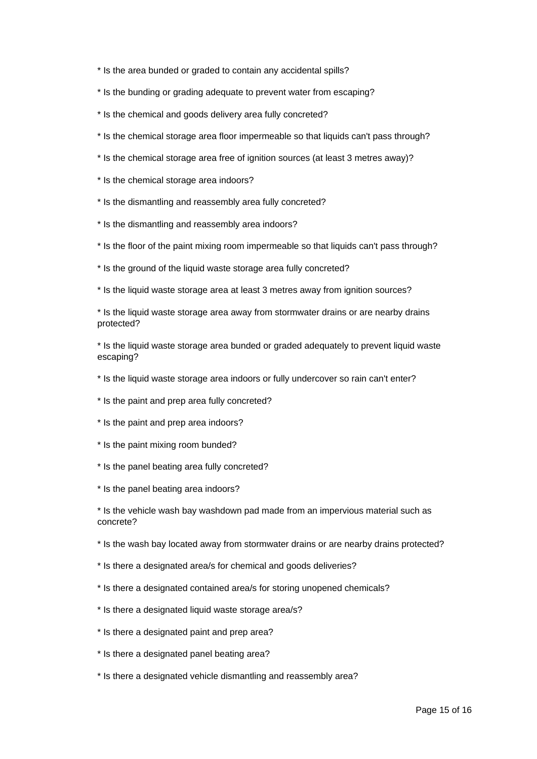* Is the area bunded or graded to contain any accidental spills?

* Is the bunding or grading adequate to prevent water from escaping?

* Is the chemical and goods delivery area fully concreted?

* Is the chemical storage area floor impermeable so that liquids can't pass through?

* Is the chemical storage area free of ignition sources (at least 3 metres away)?

* Is the chemical storage area indoors?

* Is the dismantling and reassembly area fully concreted?

* Is the dismantling and reassembly area indoors?

* Is the floor of the paint mixing room impermeable so that liquids can't pass through?

* Is the ground of the liquid waste storage area fully concreted?

* Is the liquid waste storage area at least 3 metres away from ignition sources?

* Is the liquid waste storage area away from stormwater drains or are nearby drains protected?

* Is the liquid waste storage area bunded or graded adequately to prevent liquid waste escaping?

* Is the liquid waste storage area indoors or fully undercover so rain can't enter?

* Is the paint and prep area fully concreted?

* Is the paint and prep area indoors?

* Is the paint mixing room bunded?

* Is the panel beating area fully concreted?

* Is the panel beating area indoors?

* Is the vehicle wash bay washdown pad made from an impervious material such as concrete?

* Is the wash bay located away from stormwater drains or are nearby drains protected?

* Is there a designated area/s for chemical and goods deliveries?

* Is there a designated contained area/s for storing unopened chemicals?

* Is there a designated liquid waste storage area/s?

* Is there a designated paint and prep area?

* Is there a designated panel beating area?

* Is there a designated vehicle dismantling and reassembly area?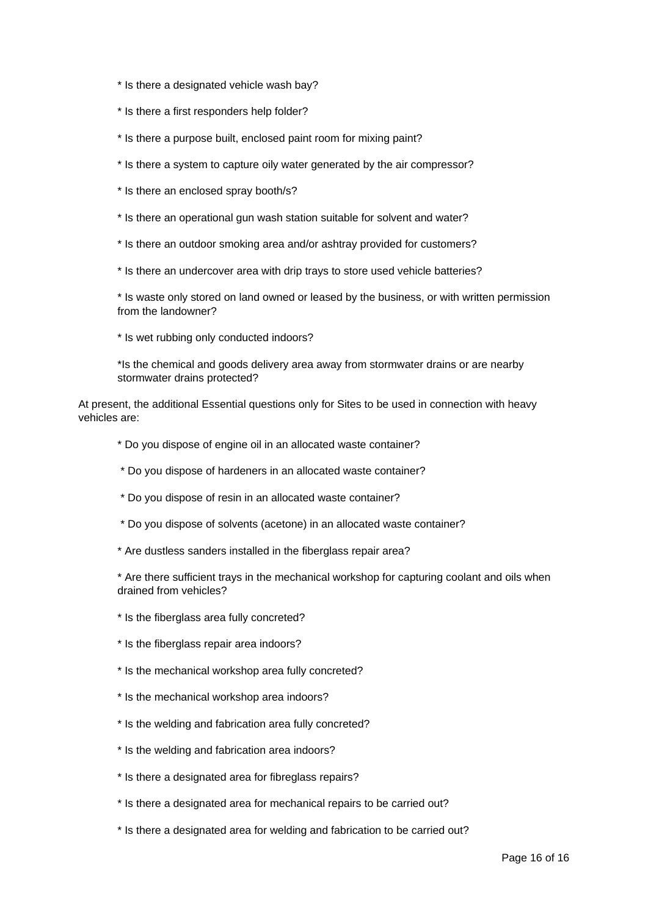* Is there a designated vehicle wash bay?

* Is there a first responders help folder?

* Is there a purpose built, enclosed paint room for mixing paint?

* Is there a system to capture oily water generated by the air compressor?

* Is there an enclosed spray booth/s?

* Is there an operational gun wash station suitable for solvent and water?

* Is there an outdoor smoking area and/or ashtray provided for customers?

* Is there an undercover area with drip trays to store used vehicle batteries?

* Is waste only stored on land owned or leased by the business, or with written permission from the landowner?

* Is wet rubbing only conducted indoors?

*Is the chemical and goods delivery area away from stormwater drains or are nearby stormwater drains protected?

At present, the additional Essential questions only for Sites to be used in connection with heavy vehicles are:

* Do you dispose of engine oil in an allocated waste container?

* Do you dispose of hardeners in an allocated waste container?

* Do you dispose of resin in an allocated waste container?

* Do you dispose of solvents (acetone) in an allocated waste container?

* Are dustless sanders installed in the fiberglass repair area?

* Are there sufficient trays in the mechanical workshop for capturing coolant and oils when drained from vehicles?

* Is the fiberglass area fully concreted?

* Is the fiberglass repair area indoors?

* Is the mechanical workshop area fully concreted?

* Is the mechanical workshop area indoors?

* Is the welding and fabrication area fully concreted?

* Is the welding and fabrication area indoors?

* Is there a designated area for fibreglass repairs?

* Is there a designated area for mechanical repairs to be carried out?

* Is there a designated area for welding and fabrication to be carried out?